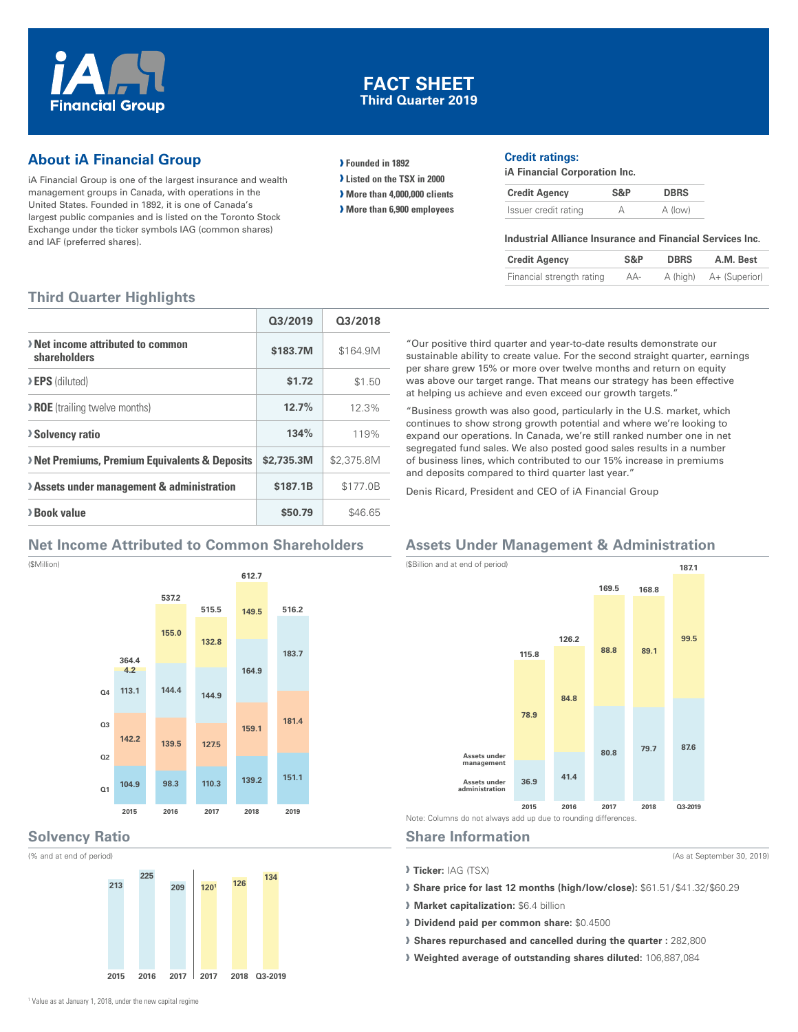# FACT SHEET
## Third Quarter 2019

iA Financial Group

## About iA Financial Group

iA Financial Group is one of the largest insurance and wealth management groups in Canada, with operations in the United States. Founded in 1892, it is one of Canada's largest public companies and is listed on the Toronto Stock Exchange under the ticker symbols IAG (common shares) and IAF (preferred shares).

- **Founded in 1892**
- **Listed on the TSX in 2000**
- **More than 4,000,000 clients**
- **More than 6,900 employees**

### Credit ratings:

**iA Financial Corporation Inc.**

| Credit Agency | S&P | DBRS |
|---|---|---|
| Issuer credit rating | A | A (low) |

**Industrial Alliance Insurance and Financial Services Inc.**

| Credit Agency | S&P | DBRS | A.M. Best |
|---|---|---|---|
| Financial strength rating | AA- | A (high) | A+ (Superior) |

## Third Quarter Highlights

| | Q3/2019 | Q3/2018 |
|---|---|---|
| **Net income attributed to common shareholders** | **$183.7M** | $164.9M |
| **EPS** (diluted) | **$1.72** | $1.50 |
| **ROE** (trailing twelve months) | **12.7%** | 12.3% |
| **Solvency ratio** | **134%** | 119% |
| **Net Premiums, Premium Equivalents & Deposits** | **$2,735.3M** | $2,375.8M |
| **Assets under management & administration** | **$187.1B** | $177.0B |
| **Book value** | **$50.79** | $46.65 |

"Our positive third quarter and year-to-date results demonstrate our sustainable ability to create value. For the second straight quarter, earnings per share grew 15% or more over twelve months and return on equity was above our target range. That means our strategy has been effective at helping us achieve and even exceed our growth targets."

"Business growth was also good, particularly in the U.S. market, which continues to show strong growth potential and where we're looking to expand our operations. In Canada, we're still ranked number one in net segregated fund sales. We also posted good sales results in a number of business lines, which contributed to our 15% increase in premiums and deposits compared to third quarter last year."

Denis Ricard, President and CEO of iA Financial Group

## Net Income Attributed to Common Shareholders

($Million)

| | 2015 | 2016 | 2017 | 2018 | 2019 |
|---|---|---|---|---|---|
| Q1 | 104.9 | 98.3 | 110.3 | 139.2 | 151.1 |
| Q2 | 142.2 | 139.5 | 127.5 | 159.1 | 181.4 |
| Q3 | 113.1 | 144.4 | 144.9 | 164.9 | 183.7 |
| Q4 | 4.2 | 155.0 | 132.8 | 149.5 | |
| Total | 364.4 | 537.2 | 515.5 | 612.7 | 516.2 |

## Assets Under Management & Administration

($Billion and at end of period)

| | 2015 | 2016 | 2017 | 2018 | Q3-2019 |
|---|---|---|---|---|---|
| Assets under management | 78.9 | 84.8 | 88.8 | 89.1 | 99.5 |
| Assets under administration | 36.9 | 41.4 | 80.8 | 79.7 | 87.6 |
| Total | 115.8 | 126.2 | 169.5 | 168.8 | 187.1 |

Note: Columns do not always add up due to rounding differences.

## Solvency Ratio

(% and at end of period)

| 2015 | 2016 | 2017 | 2017 | 2018 | Q3-2019 |
|---|---|---|---|---|---|
| 213 | 225 | 209 | 120[1] | 126 | 134 |

[1] Value as at January 1, 2018, under the new capital regime

## Share Information

(As at September 30, 2019)

- **Ticker:** IAG (TSX)
- **Share price for last 12 months (high/low/close):** $61.51/$41.32/$60.29
- **Market capitalization:** $6.4 billion
- **Dividend paid per common share:** $0.4500
- **Shares repurchased and cancelled during the quarter :** 282,800
- **Weighted average of outstanding shares diluted:** 106,887,084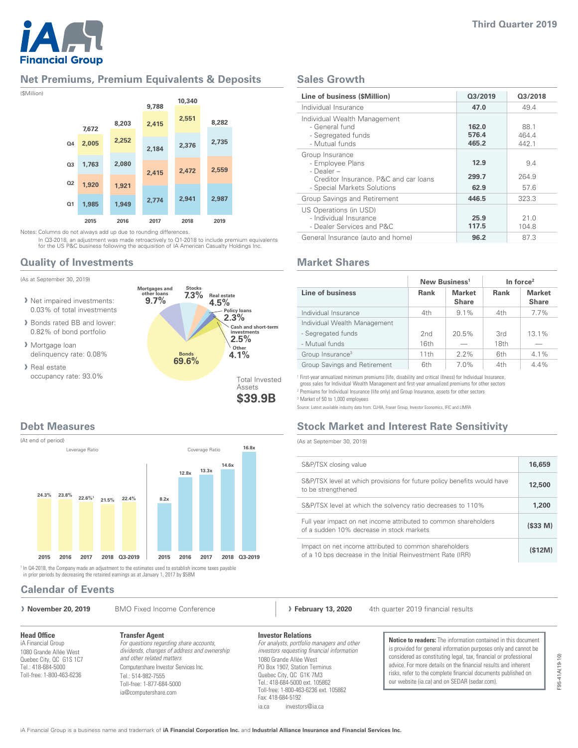Third Quarter 2019

iA Financial Group

## Net Premiums, Premium Equivalents & Deposits

($Million)

2015: 7,672 — Q1 1,985; Q2 1,920; Q3 1,763; Q4 2,005
2016: 8,203 — Q1 1,949; Q2 1,921; Q3 2,080; Q4 2,252
2017: 9,788 — Q1 2,774; Q2 2,415; Q3 2,184; Q4 2,415
2018: 10,340 — Q1 2,941; Q2 2,472; Q3 2,376; Q4 2,551
2019: 8,282 — Q1 2,987; Q2 2,559; Q3 2,735

Notes: Columns do not always add up due to rounding differences.
In Q3-2018, an adjustment was made retroactively to Q1-2018 to include premium equivalents for the US P&C business following the acquisition of IA American Casualty Holdings Inc.

## Sales Growth

| Line of business ($Million) | Q3/2019 | Q3/2018 |
|---|---|---|
| Individual Insurance | **47.0** | 49.4 |
| Individual Wealth Management | | |
| - General fund | **162.0** | 88.1 |
| - Segregated funds | **576.4** | 464.4 |
| - Mutual funds | **465.2** | 442.1 |
| Group Insurance | | |
| - Employee Plans | **12.9** | 9.4 |
| - Dealer – Creditor Insurance. P&C and car loans | **299.7** | 264.9 |
| - Special Markets Solutions | **62.9** | 57.6 |
| Group Savings and Retirement | **446.5** | 323.3 |
| US Operations (in USD) | | |
| - Individual Insurance | **25.9** | 21.0 |
| - Dealer Services and P&C | **117.5** | 104.8 |
| General Insurance (auto and home) | **96.2** | 87.3 |

## Quality of Investments

(As at September 30, 2019)

- Net impaired investments: 0.03% of total investments
- Bonds rated BB and lower: 0.82% of bond portfolio
- Mortgage loan delinquency rate: 0.08%
- Real estate occupancy rate: 93.0%

Bonds 69.6%
Mortgages and other loans 9.7%
Stocks 7.3%
Real estate 4.5%
Policy loans 2.3%
Cash and short-term investments 2.5%
Other 4.1%

Total Invested Assets **$39.9B**

## Market Shares

| | New Business[1] | | In force[2] | |
|---|---|---|---|---|
| **Line of business** | **Rank** | **Market Share** | **Rank** | **Market Share** |
| Individual Insurance | 4th | 9.1% | 4th | 7.7% |
| Individual Wealth Management | | | | |
| - Segregated funds | 2nd | 20.5% | 3rd | 13.1% |
| - Mutual funds | 16th | — | 18th | — |
| Group Insurance[3] | 11th | 2.2% | 6th | 4.1% |
| Group Savings and Retirement | 6th | 7.0% | 4th | 4.4% |

[1] First-year annualized minimum premiums (life, disability and critical illness) for Individual Insurance, gross sales for Individual Wealth Management and first-year annualized premiums for other sectors
[2] Premiums for Individual Insurance (life only) and Group Insurance, assets for other sectors
[3] Market of 50 to 1,000 employees

Source: Latest available industry data from: CLHIA, Fraser Group, Investor Economics, IFIC and LIMRA

## Debt Measures

(At end of period)

Leverage Ratio
2015: 24.3%
2016: 23.8%
2017: 22.6%[1]
2018: 21.5%
Q3-2019: 22.4%

Coverage Ratio
2015: 8.2x
2016: 12.8x
2017: 13.3x
2018: 14.6x
Q3-2019: 16.8x

[1] In Q4-2018, the Company made an adjustment to the estimates used to establish income taxes payable in prior periods by decreasing the retained earnings as at January 1, 2017 by $58M

## Stock Market and Interest Rate Sensitivity

(As at September 30, 2019)

| | |
|---|---|
| S&P/TSX closing value | **16,659** |
| S&P/TSX level at which provisions for future policy benefits would have to be strengthened | **12,500** |
| S&P/TSX level at which the solvency ratio decreases to 110% | **1,200** |
| Full year impact on net income attributed to common shareholders of a sudden 10% decrease in stock markets | **($33 M)** |
| Impact on net income attributed to common shareholders of a 10 bps decrease in the Initial Reinvestment Rate (IRR) | **($12M)** |

## Calendar of Events

- **November 20, 2019** BMO Fixed Income Conference
- **February 13, 2020** 4th quarter 2019 financial results

**Head Office**
iA Financial Group
1080 Grande Allée West
Quebec City, QC G1S 1C7
Tel.: 418-684-5000
Toll-free: 1-800-463-6236

**Transfer Agent**
*For questions regarding share accounts, dividends, changes of address and ownership and other related matters*
Computershare Investor Services Inc.
Tel.: 514-982-7555
Toll-free: 1-877-684-5000
ia@computershare.com

**Investor Relations**
*For analysts, portfolio managers and other investors requesting financial information*
1080 Grande Allée West
PO Box 1907, Station Terminus
Quebec City, QC G1K 7M3
Tel.: 418-684-5000 ext. 105862
Toll-free: 1-800-463-6236 ext. 105862
Fax: 418-684-5192
ia.ca investors@ia.ca

**Notice to readers:** The information contained in this document is provided for general information purposes only and cannot be considered as constituting legal, tax, financial or professional advice. For more details on the financial results and inherent risks, refer to the complete financial documents published on our website (ia.ca) and on SEDAR (sedar.com).

F95-41A(19-10)

iA Financial Group is a business name and trademark of **iA Financial Corporation Inc.** and **Industrial Alliance Insurance and Financial Services Inc.**